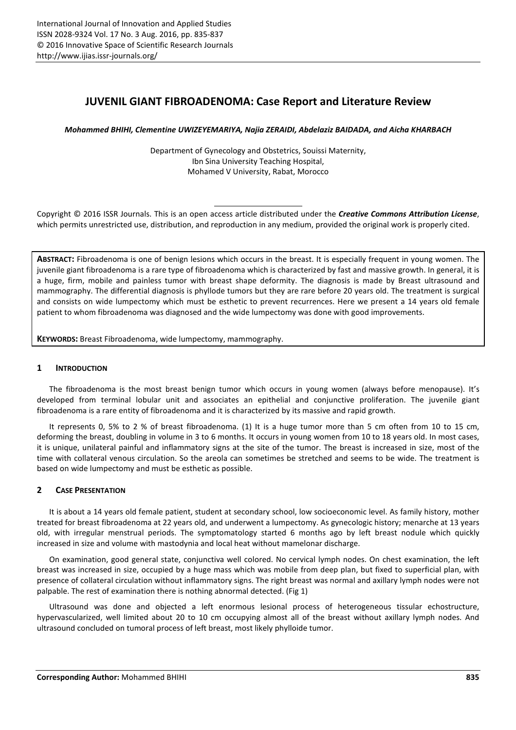# JUVENIL GIANT FIBROADENOMA: Case Report and Literature Review

***Mohammed BHIHI, Clementine UWIZEYEMARIYA, Najia ZERAIDI, Abdelaziz BAIDADA, and Aicha KHARBACH***

Department of Gynecology and Obstetrics, Souissi Maternity,
Ibn Sina University Teaching Hospital,
Mohamed V University, Rabat, Morocco

Copyright © 2016 ISSR Journals. This is an open access article distributed under the ***Creative Commons Attribution License***, which permits unrestricted use, distribution, and reproduction in any medium, provided the original work is properly cited.

**ABSTRACT:** Fibroadenoma is one of benign lesions which occurs in the breast. It is especially frequent in young women. The juvenile giant fibroadenoma is a rare type of fibroadenoma which is characterized by fast and massive growth. In general, it is a huge, firm, mobile and painless tumor with breast shape deformity. The diagnosis is made by Breast ultrasound and mammography. The differential diagnosis is phyllode tumors but they are rare before 20 years old. The treatment is surgical and consists on wide lumpectomy which must be esthetic to prevent recurrences. Here we present a 14 years old female patient to whom fibroadenoma was diagnosed and the wide lumpectomy was done with good improvements.

**KEYWORDS:** Breast Fibroadenoma, wide lumpectomy, mammography.

## 1 INTRODUCTION

The fibroadenoma is the most breast benign tumor which occurs in young women (always before menopause). It's developed from terminal lobular unit and associates an epithelial and conjunctive proliferation. The juvenile giant fibroadenoma is a rare entity of fibroadenoma and it is characterized by its massive and rapid growth.

It represents 0, 5% to 2 % of breast fibroadenoma. (1) It is a huge tumor more than 5 cm often from 10 to 15 cm, deforming the breast, doubling in volume in 3 to 6 months. It occurs in young women from 10 to 18 years old. In most cases, it is unique, unilateral painful and inflammatory signs at the site of the tumor. The breast is increased in size, most of the time with collateral venous circulation. So the areola can sometimes be stretched and seems to be wide. The treatment is based on wide lumpectomy and must be esthetic as possible.

## 2 CASE PRESENTATION

It is about a 14 years old female patient, student at secondary school, low socioeconomic level. As family history, mother treated for breast fibroadenoma at 22 years old, and underwent a lumpectomy. As gynecologic history; menarche at 13 years old, with irregular menstrual periods. The symptomatology started 6 months ago by left breast nodule which quickly increased in size and volume with mastodynia and local heat without mamelonar discharge.

On examination, good general state, conjunctiva well colored. No cervical lymph nodes. On chest examination, the left breast was increased in size, occupied by a huge mass which was mobile from deep plan, but fixed to superficial plan, with presence of collateral circulation without inflammatory signs. The right breast was normal and axillary lymph nodes were not palpable. The rest of examination there is nothing abnormal detected. (Fig 1)

Ultrasound was done and objected a left enormous lesional process of heterogeneous tissular echostructure, hypervascularized, well limited about 20 to 10 cm occupying almost all of the breast without axillary lymph nodes. And ultrasound concluded on tumoral process of left breast, most likely phylloide tumor.

**Corresponding Author:** Mohammed BHIHI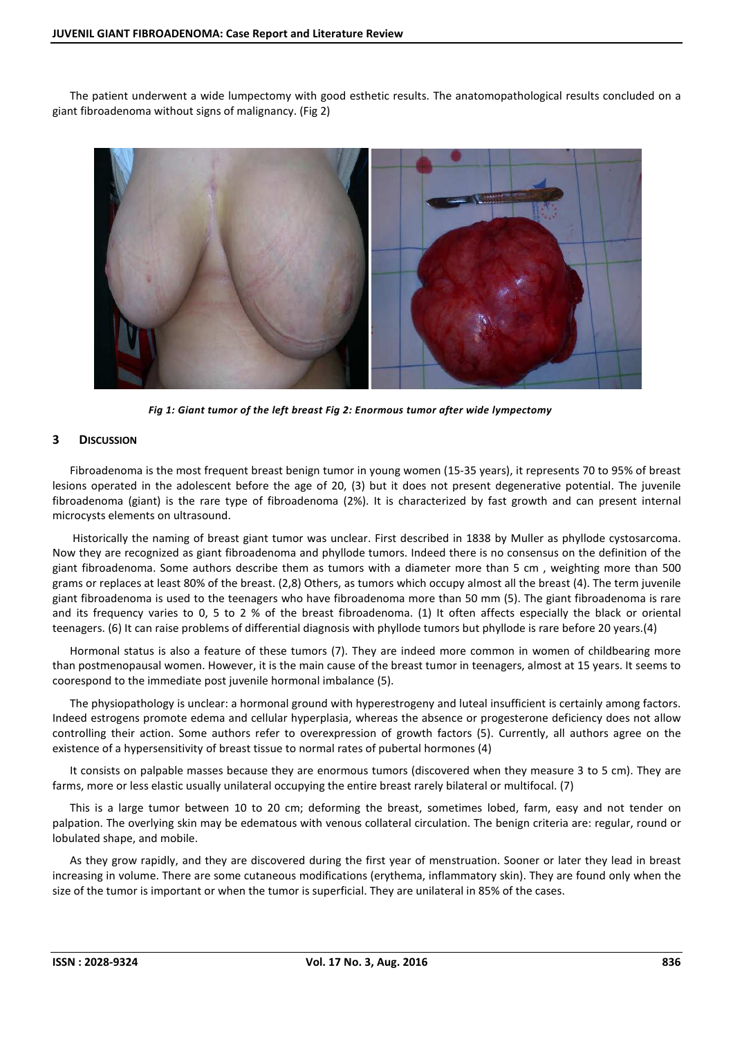The patient underwent a wide lumpectomy with good esthetic results. The anatomopathological results concluded on a giant fibroadenoma without signs of malignancy. (Fig 2)

*Fig 1: Giant tumor of the left breast Fig 2: Enormous tumor after wide lympectomy*

## 3 DISCUSSION

Fibroadenoma is the most frequent breast benign tumor in young women (15-35 years), it represents 70 to 95% of breast lesions operated in the adolescent before the age of 20, (3) but it does not present degenerative potential. The juvenile fibroadenoma (giant) is the rare type of fibroadenoma (2%). It is characterized by fast growth and can present internal microcysts elements on ultrasound.

Historically the naming of breast giant tumor was unclear. First described in 1838 by Muller as phyllode cystosarcoma. Now they are recognized as giant fibroadenoma and phyllode tumors. Indeed there is no consensus on the definition of the giant fibroadenoma. Some authors describe them as tumors with a diameter more than 5 cm , weighting more than 500 grams or replaces at least 80% of the breast. (2,8) Others, as tumors which occupy almost all the breast (4). The term juvenile giant fibroadenoma is used to the teenagers who have fibroadenoma more than 50 mm (5). The giant fibroadenoma is rare and its frequency varies to 0, 5 to 2 % of the breast fibroadenoma. (1) It often affects especially the black or oriental teenagers. (6) It can raise problems of differential diagnosis with phyllode tumors but phyllode is rare before 20 years.(4)

Hormonal status is also a feature of these tumors (7). They are indeed more common in women of childbearing more than postmenopausal women. However, it is the main cause of the breast tumor in teenagers, almost at 15 years. It seems to coorespond to the immediate post juvenile hormonal imbalance (5).

The physiopathology is unclear: a hormonal ground with hyperestrogeny and luteal insufficient is certainly among factors. Indeed estrogens promote edema and cellular hyperplasia, whereas the absence or progesterone deficiency does not allow controlling their action. Some authors refer to overexpression of growth factors (5). Currently, all authors agree on the existence of a hypersensitivity of breast tissue to normal rates of pubertal hormones (4)

It consists on palpable masses because they are enormous tumors (discovered when they measure 3 to 5 cm). They are farms, more or less elastic usually unilateral occupying the entire breast rarely bilateral or multifocal. (7)

This is a large tumor between 10 to 20 cm; deforming the breast, sometimes lobed, farm, easy and not tender on palpation. The overlying skin may be edematous with venous collateral circulation. The benign criteria are: regular, round or lobulated shape, and mobile.

As they grow rapidly, and they are discovered during the first year of menstruation. Sooner or later they lead in breast increasing in volume. There are some cutaneous modifications (erythema, inflammatory skin). They are found only when the size of the tumor is important or when the tumor is superficial. They are unilateral in 85% of the cases.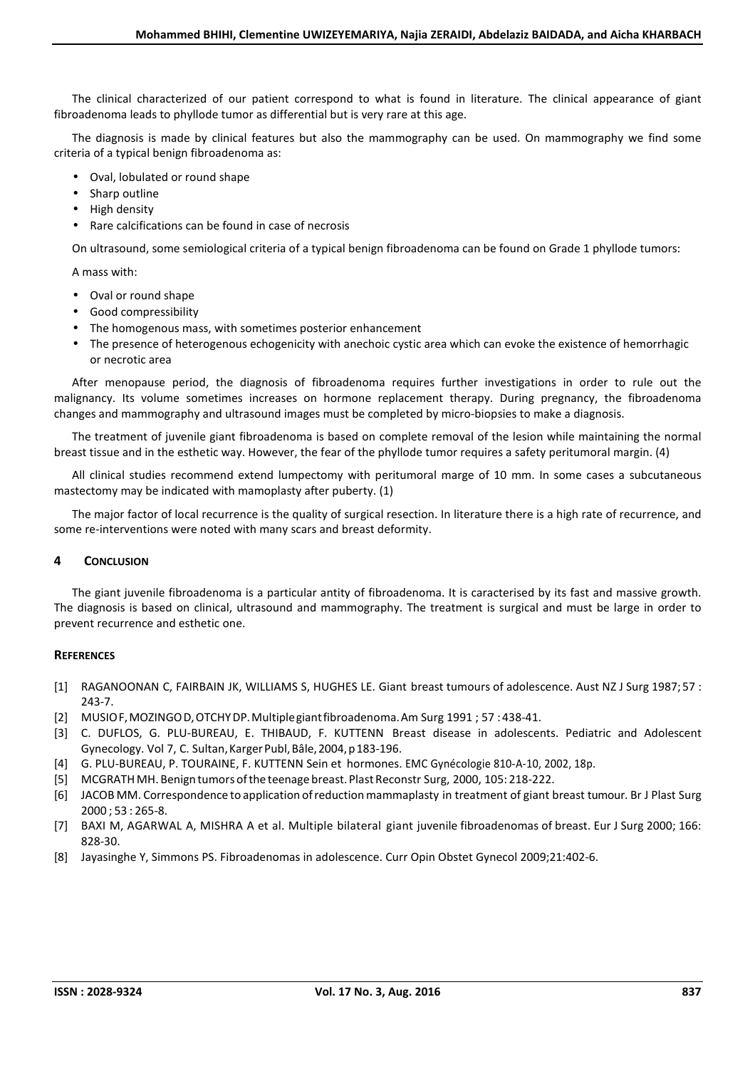The clinical characterized of our patient correspond to what is found in literature. The clinical appearance of giant fibroadenoma leads to phyllode tumor as differential but is very rare at this age.

The diagnosis is made by clinical features but also the mammography can be used. On mammography we find some criteria of a typical benign fibroadenoma as:

- Oval, lobulated or round shape
- Sharp outline
- High density
- Rare calcifications can be found in case of necrosis

On ultrasound, some semiological criteria of a typical benign fibroadenoma can be found on Grade 1 phyllode tumors:

A mass with:

- Oval or round shape
- Good compressibility
- The homogenous mass, with sometimes posterior enhancement
- The presence of heterogenous echogenicity with anechoic cystic area which can evoke the existence of hemorrhagic or necrotic area

After menopause period, the diagnosis of fibroadenoma requires further investigations in order to rule out the malignancy. Its volume sometimes increases on hormone replacement therapy. During pregnancy, the fibroadenoma changes and mammography and ultrasound images must be completed by micro-biopsies to make a diagnosis.

The treatment of juvenile giant fibroadenoma is based on complete removal of the lesion while maintaining the normal breast tissue and in the esthetic way. However, the fear of the phyllode tumor requires a safety peritumoral margin. (4)

All clinical studies recommend extend lumpectomy with peritumoral marge of 10 mm. In some cases a subcutaneous mastectomy may be indicated with mamoplasty after puberty. (1)

The major factor of local recurrence is the quality of surgical resection. In literature there is a high rate of recurrence, and some re-interventions were noted with many scars and breast deformity.

## 4 Conclusion

The giant juvenile fibroadenoma is a particular antity of fibroadenoma. It is caracterised by its fast and massive growth. The diagnosis is based on clinical, ultrasound and mammography. The treatment is surgical and must be large in order to prevent recurrence and esthetic one.

## References

[1] RAGANOONAN C, FAIRBAIN JK, WILLIAMS S, HUGHES LE. Giant breast tumours of adolescence. Aust NZ J Surg 1987; 57 : 243-7.

[2] MUSIO F, MOZINGO D, OTCHY DP. Multiple giant fibroadenoma. Am Surg 1991 ; 57 : 438-41.

[3] C. DUFLOS, G. PLU-BUREAU, E. THIBAUD, F. KUTTENN Breast disease in adolescents. Pediatric and Adolescent Gynecology. Vol 7, C. Sultan, Karger Publ, Bâle, 2004, p 183-196.

[4] G. PLU-BUREAU, P. TOURAINE, F. KUTTENN Sein et hormones. EMC Gynécologie 810-A-10, 2002, 18p.

[5] MCGRATH MH. Benign tumors of the teenage breast. Plast Reconstr Surg, 2000, 105: 218-222.

[6] JACOB MM. Correspondence to application of reduction mammaplasty in treatment of giant breast tumour. Br J Plast Surg 2000 ; 53 : 265-8.

[7] BAXI M, AGARWAL A, MISHRA A et al. Multiple bilateral giant juvenile fibroadenomas of breast. Eur J Surg 2000; 166: 828-30.

[8] Jayasinghe Y, Simmons PS. Fibroadenomas in adolescence. Curr Opin Obstet Gynecol 2009;21:402-6.